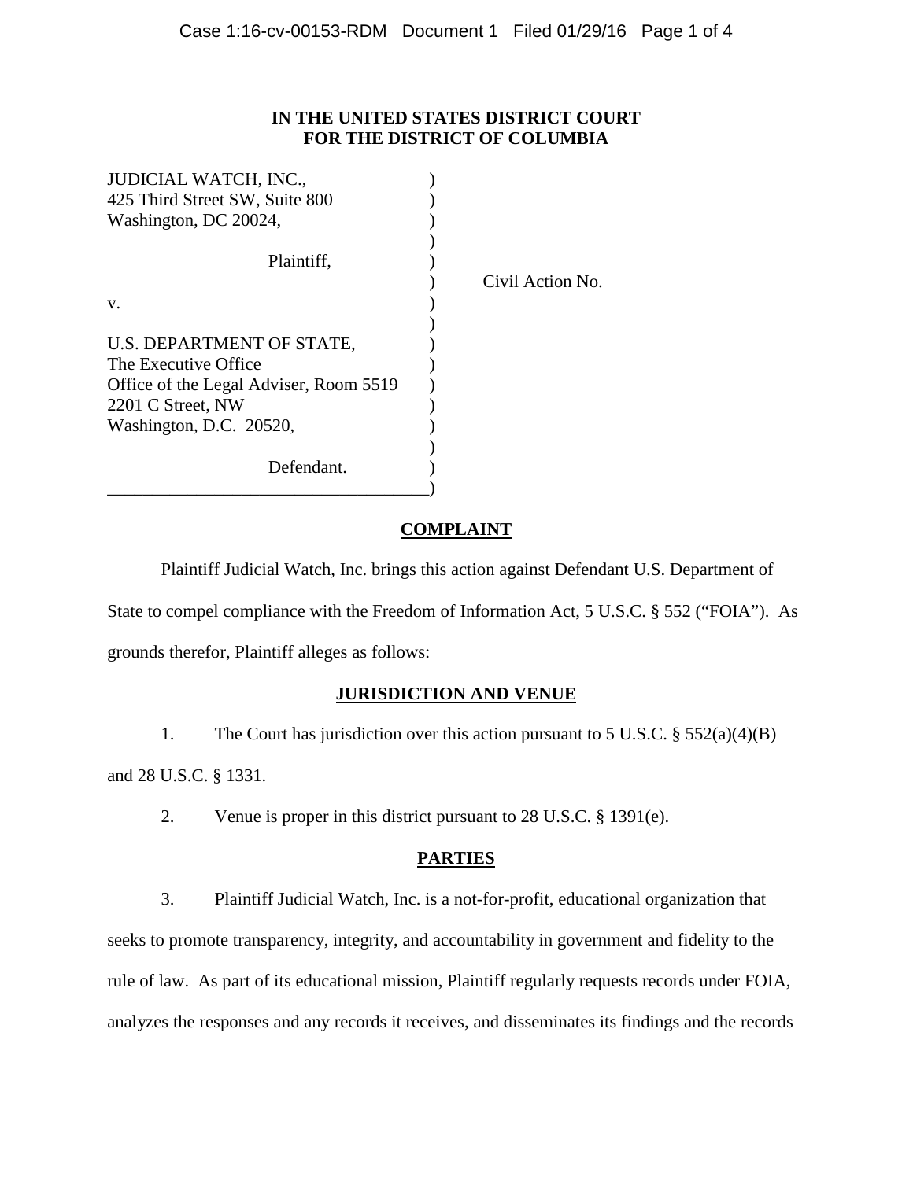**IN THE UNITED STATES DISTRICT COURT**
**FOR THE DISTRICT OF COLUMBIA**

JUDICIAL WATCH, INC.,
425 Third Street SW, Suite 800
Washington, DC 20024,

Plaintiff,

v.

U.S. DEPARTMENT OF STATE,
The Executive Office
Office of the Legal Adviser, Room 5519
2201 C Street, NW
Washington, D.C. 20520,

Defendant.

Civil Action No.

**COMPLAINT**

Plaintiff Judicial Watch, Inc. brings this action against Defendant U.S. Department of State to compel compliance with the Freedom of Information Act, 5 U.S.C. § 552 ("FOIA"). As grounds therefor, Plaintiff alleges as follows:

**JURISDICTION AND VENUE**

1. The Court has jurisdiction over this action pursuant to 5 U.S.C. § 552(a)(4)(B) and 28 U.S.C. § 1331.

2. Venue is proper in this district pursuant to 28 U.S.C. § 1391(e).

**PARTIES**

3. Plaintiff Judicial Watch, Inc. is a not-for-profit, educational organization that seeks to promote transparency, integrity, and accountability in government and fidelity to the rule of law. As part of its educational mission, Plaintiff regularly requests records under FOIA, analyzes the responses and any records it receives, and disseminates its findings and the records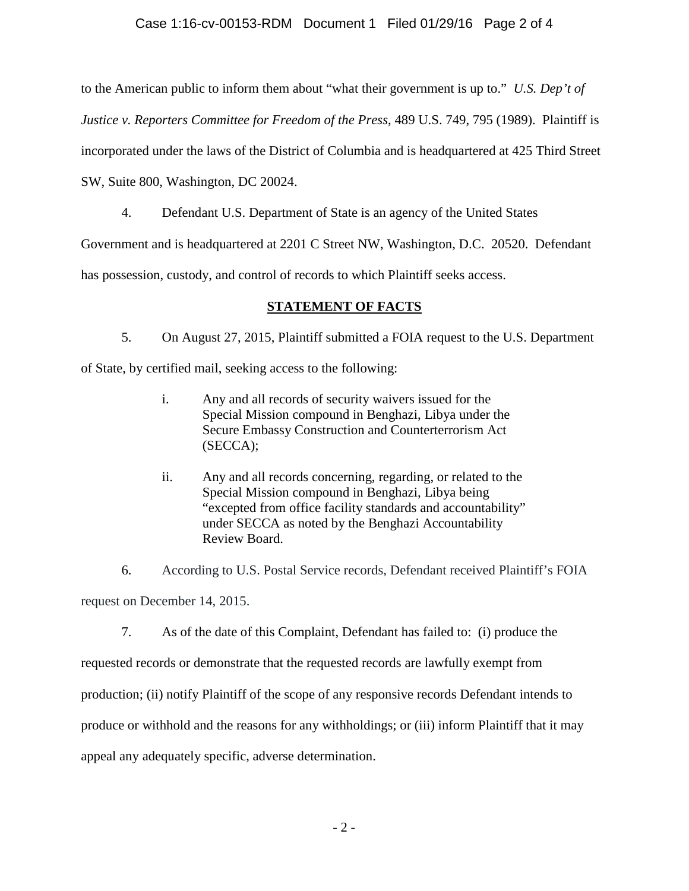to the American public to inform them about "what their government is up to." *U.S. Dep't of Justice v. Reporters Committee for Freedom of the Press*, 489 U.S. 749, 795 (1989). Plaintiff is incorporated under the laws of the District of Columbia and is headquartered at 425 Third Street SW, Suite 800, Washington, DC 20024.

4. Defendant U.S. Department of State is an agency of the United States Government and is headquartered at 2201 C Street NW, Washington, D.C. 20520. Defendant has possession, custody, and control of records to which Plaintiff seeks access.

## STATEMENT OF FACTS

5. On August 27, 2015, Plaintiff submitted a FOIA request to the U.S. Department of State, by certified mail, seeking access to the following:

> i. Any and all records of security waivers issued for the Special Mission compound in Benghazi, Libya under the Secure Embassy Construction and Counterterrorism Act (SECCA);
>
> ii. Any and all records concerning, regarding, or related to the Special Mission compound in Benghazi, Libya being "excepted from office facility standards and accountability" under SECCA as noted by the Benghazi Accountability Review Board.

6. According to U.S. Postal Service records, Defendant received Plaintiff's FOIA request on December 14, 2015.

7. As of the date of this Complaint, Defendant has failed to: (i) produce the requested records or demonstrate that the requested records are lawfully exempt from production; (ii) notify Plaintiff of the scope of any responsive records Defendant intends to produce or withhold and the reasons for any withholdings; or (iii) inform Plaintiff that it may appeal any adequately specific, adverse determination.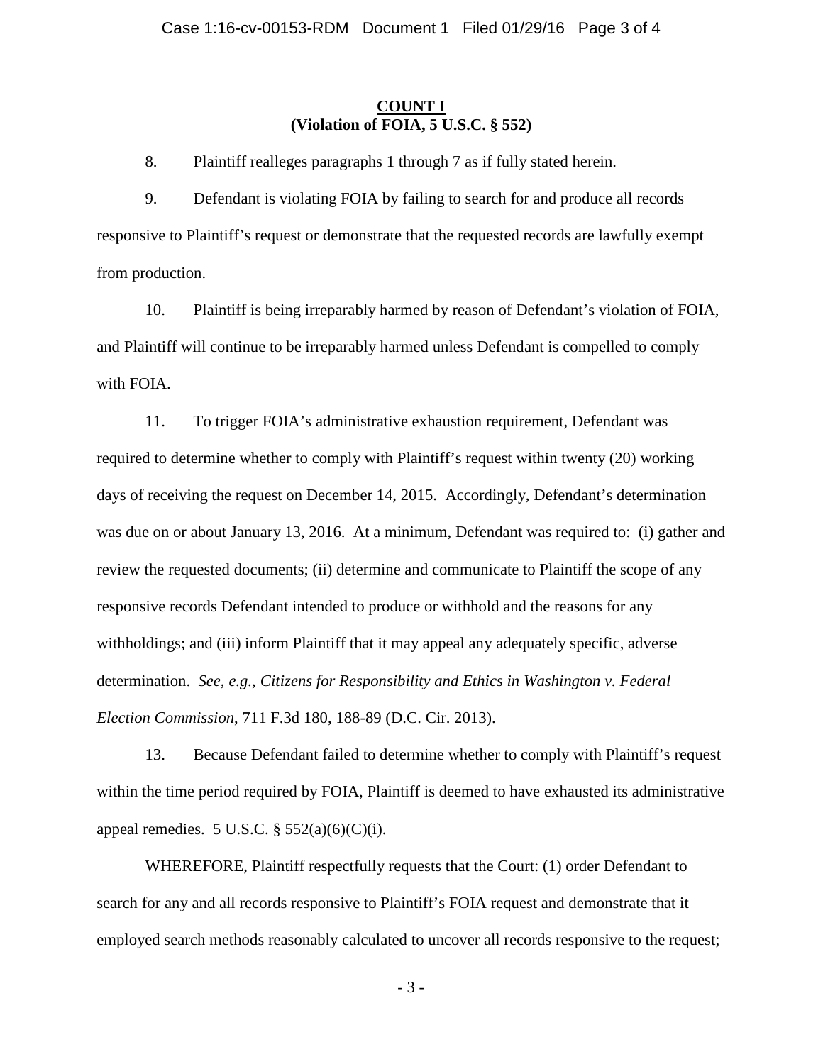**COUNT I**
**(Violation of FOIA, 5 U.S.C. § 552)**

8. Plaintiff realleges paragraphs 1 through 7 as if fully stated herein.

9. Defendant is violating FOIA by failing to search for and produce all records responsive to Plaintiff's request or demonstrate that the requested records are lawfully exempt from production.

10. Plaintiff is being irreparably harmed by reason of Defendant's violation of FOIA, and Plaintiff will continue to be irreparably harmed unless Defendant is compelled to comply with FOIA.

11. To trigger FOIA's administrative exhaustion requirement, Defendant was required to determine whether to comply with Plaintiff's request within twenty (20) working days of receiving the request on December 14, 2015. Accordingly, Defendant's determination was due on or about January 13, 2016. At a minimum, Defendant was required to: (i) gather and review the requested documents; (ii) determine and communicate to Plaintiff the scope of any responsive records Defendant intended to produce or withhold and the reasons for any withholdings; and (iii) inform Plaintiff that it may appeal any adequately specific, adverse determination. *See*, *e.g.*, *Citizens for Responsibility and Ethics in Washington v. Federal Election Commission*, 711 F.3d 180, 188-89 (D.C. Cir. 2013).

13. Because Defendant failed to determine whether to comply with Plaintiff's request within the time period required by FOIA, Plaintiff is deemed to have exhausted its administrative appeal remedies. 5 U.S.C. § 552(a)(6)(C)(i).

WHEREFORE, Plaintiff respectfully requests that the Court: (1) order Defendant to search for any and all records responsive to Plaintiff's FOIA request and demonstrate that it employed search methods reasonably calculated to uncover all records responsive to the request;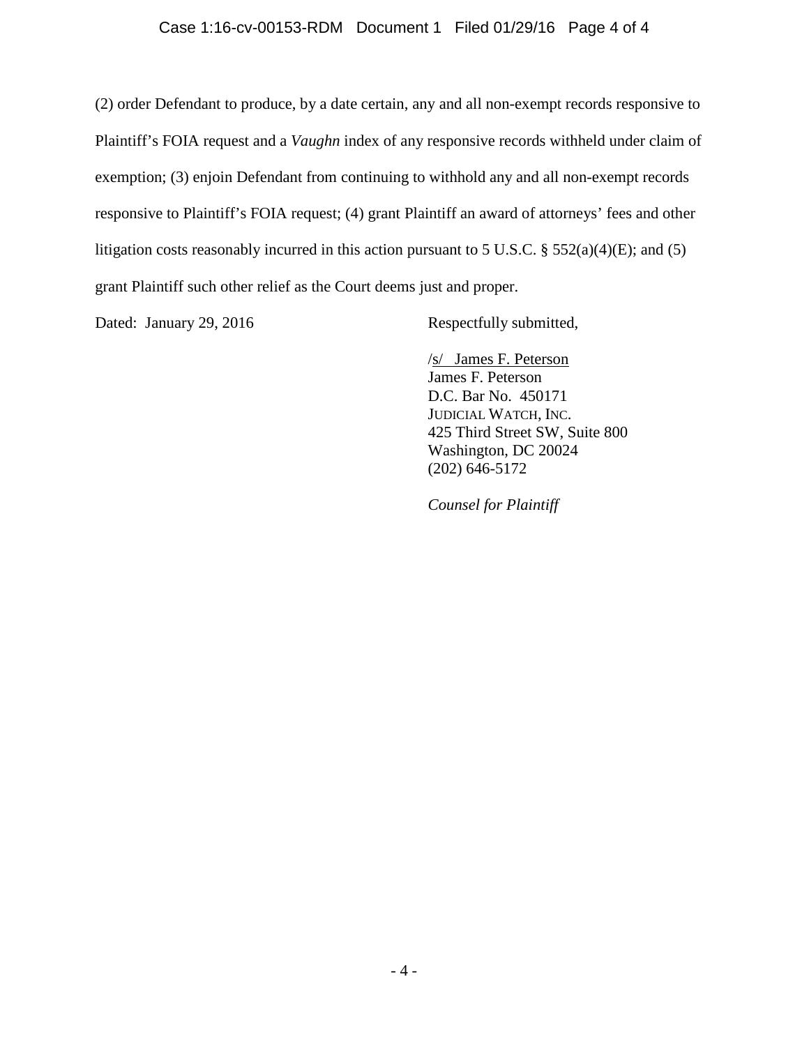(2) order Defendant to produce, by a date certain, any and all non-exempt records responsive to Plaintiff's FOIA request and a *Vaughn* index of any responsive records withheld under claim of exemption; (3) enjoin Defendant from continuing to withhold any and all non-exempt records responsive to Plaintiff's FOIA request; (4) grant Plaintiff an award of attorneys' fees and other litigation costs reasonably incurred in this action pursuant to 5 U.S.C. § 552(a)(4)(E); and (5) grant Plaintiff such other relief as the Court deems just and proper.

Dated: January 29, 2016

Respectfully submitted,

/s/ James F. Peterson
James F. Peterson
D.C. Bar No. 450171
JUDICIAL WATCH, INC.
425 Third Street SW, Suite 800
Washington, DC 20024
(202) 646-5172

*Counsel for Plaintiff*